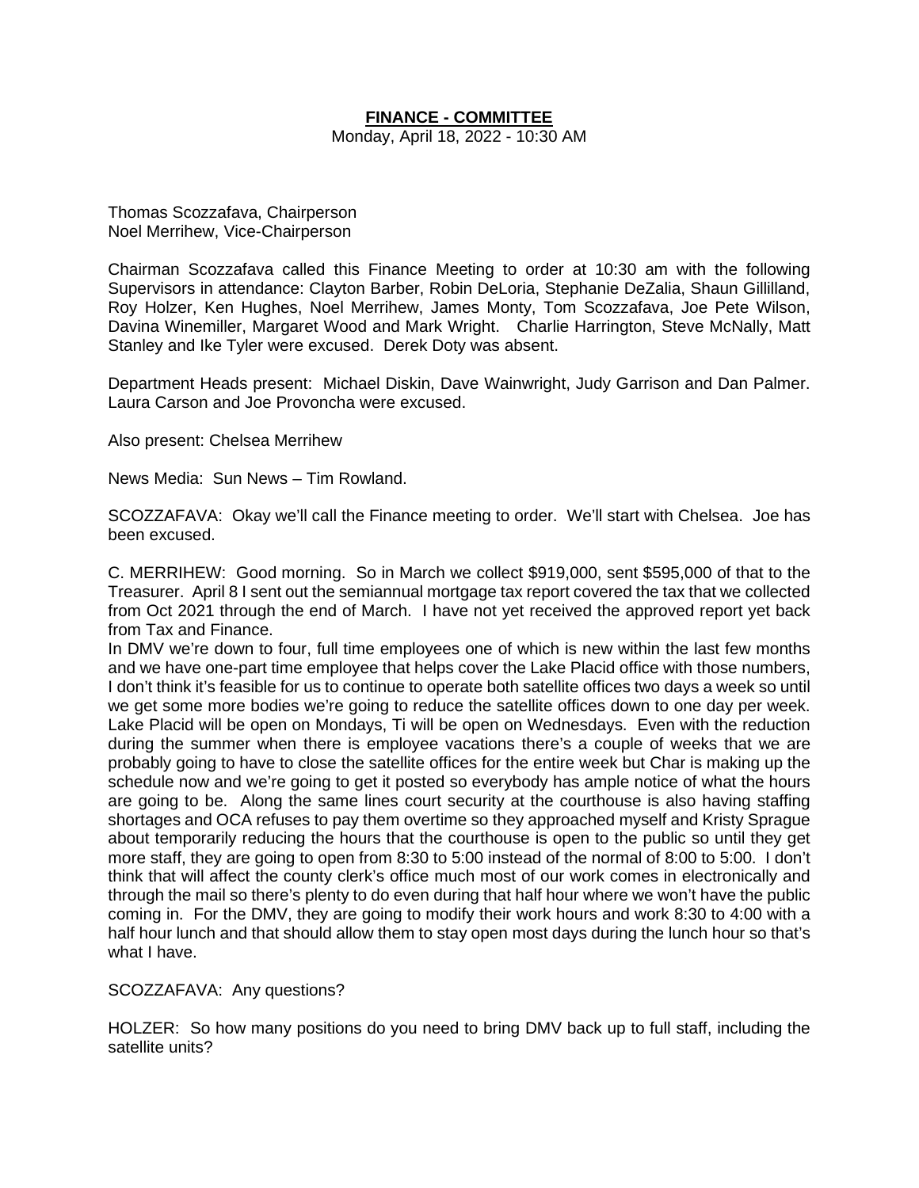# FINANCE - COMMITTEE

Monday, April 18, 2022 - 10:30 AM

Thomas Scozzafava, Chairperson
Noel Merrihew, Vice-Chairperson

Chairman Scozzafava called this Finance Meeting to order at 10:30 am with the following Supervisors in attendance: Clayton Barber, Robin DeLoria, Stephanie DeZalia, Shaun Gillilland, Roy Holzer, Ken Hughes, Noel Merrihew, James Monty, Tom Scozzafava, Joe Pete Wilson, Davina Winemiller, Margaret Wood and Mark Wright. Charlie Harrington, Steve McNally, Matt Stanley and Ike Tyler were excused. Derek Doty was absent.

Department Heads present: Michael Diskin, Dave Wainwright, Judy Garrison and Dan Palmer. Laura Carson and Joe Provoncha were excused.

Also present: Chelsea Merrihew

News Media: Sun News – Tim Rowland.

SCOZZAFAVA: Okay we'll call the Finance meeting to order. We'll start with Chelsea. Joe has been excused.

C. MERRIHEW: Good morning. So in March we collect $919,000, sent $595,000 of that to the Treasurer. April 8 I sent out the semiannual mortgage tax report covered the tax that we collected from Oct 2021 through the end of March. I have not yet received the approved report yet back from Tax and Finance.
In DMV we're down to four, full time employees one of which is new within the last few months and we have one-part time employee that helps cover the Lake Placid office with those numbers, I don't think it's feasible for us to continue to operate both satellite offices two days a week so until we get some more bodies we're going to reduce the satellite offices down to one day per week. Lake Placid will be open on Mondays, Ti will be open on Wednesdays. Even with the reduction during the summer when there is employee vacations there's a couple of weeks that we are probably going to have to close the satellite offices for the entire week but Char is making up the schedule now and we're going to get it posted so everybody has ample notice of what the hours are going to be. Along the same lines court security at the courthouse is also having staffing shortages and OCA refuses to pay them overtime so they approached myself and Kristy Sprague about temporarily reducing the hours that the courthouse is open to the public so until they get more staff, they are going to open from 8:30 to 5:00 instead of the normal of 8:00 to 5:00. I don't think that will affect the county clerk's office much most of our work comes in electronically and through the mail so there's plenty to do even during that half hour where we won't have the public coming in. For the DMV, they are going to modify their work hours and work 8:30 to 4:00 with a half hour lunch and that should allow them to stay open most days during the lunch hour so that's what I have.

SCOZZAFAVA: Any questions?

HOLZER: So how many positions do you need to bring DMV back up to full staff, including the satellite units?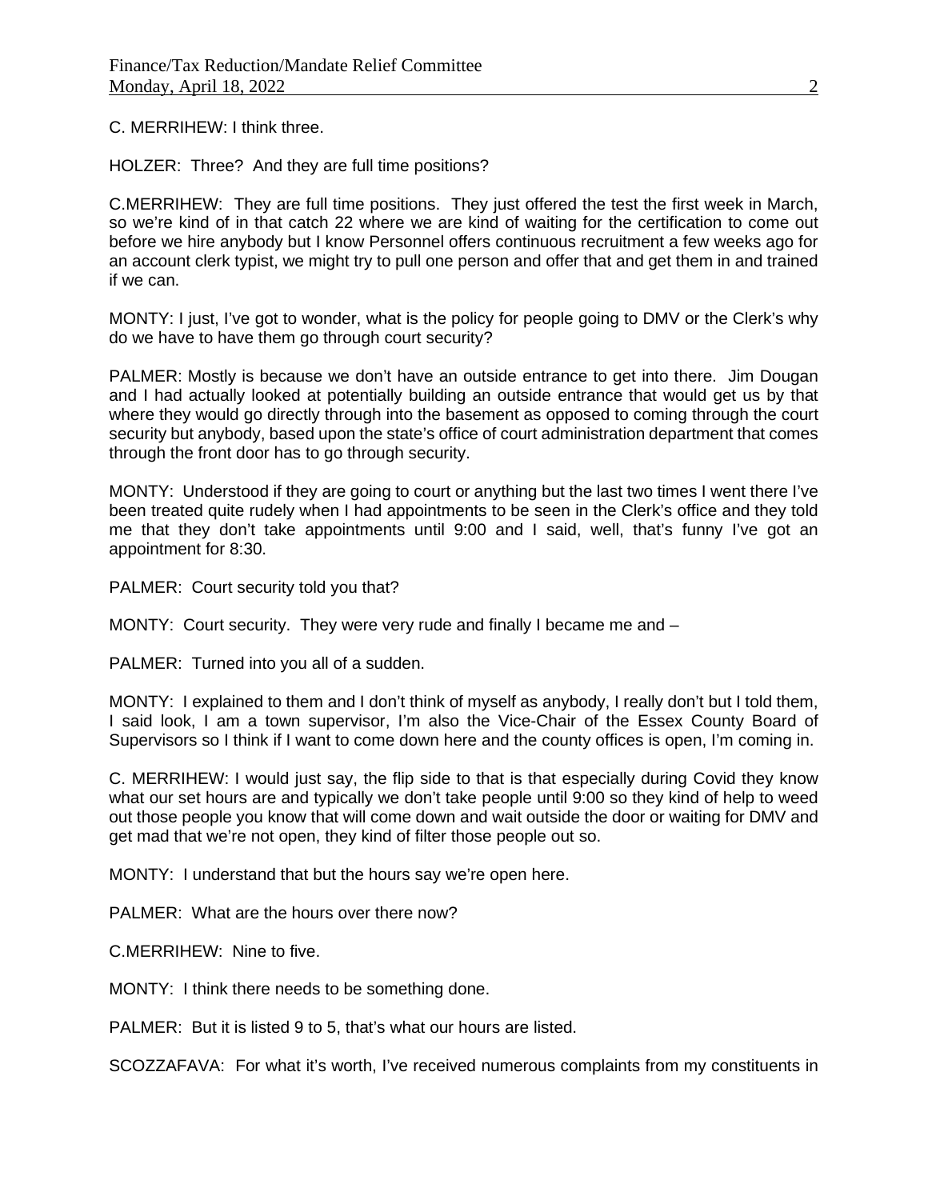C. MERRIHEW: I think three.

HOLZER: Three? And they are full time positions?

C.MERRIHEW: They are full time positions. They just offered the test the first week in March, so we're kind of in that catch 22 where we are kind of waiting for the certification to come out before we hire anybody but I know Personnel offers continuous recruitment a few weeks ago for an account clerk typist, we might try to pull one person and offer that and get them in and trained if we can.

MONTY: I just, I've got to wonder, what is the policy for people going to DMV or the Clerk's why do we have to have them go through court security?

PALMER: Mostly is because we don't have an outside entrance to get into there. Jim Dougan and I had actually looked at potentially building an outside entrance that would get us by that where they would go directly through into the basement as opposed to coming through the court security but anybody, based upon the state's office of court administration department that comes through the front door has to go through security.

MONTY: Understood if they are going to court or anything but the last two times I went there I've been treated quite rudely when I had appointments to be seen in the Clerk's office and they told me that they don't take appointments until 9:00 and I said, well, that's funny I've got an appointment for 8:30.

PALMER: Court security told you that?

MONTY: Court security. They were very rude and finally I became me and –

PALMER: Turned into you all of a sudden.

MONTY: I explained to them and I don't think of myself as anybody, I really don't but I told them, I said look, I am a town supervisor, I'm also the Vice-Chair of the Essex County Board of Supervisors so I think if I want to come down here and the county offices is open, I'm coming in.

C. MERRIHEW: I would just say, the flip side to that is that especially during Covid they know what our set hours are and typically we don't take people until 9:00 so they kind of help to weed out those people you know that will come down and wait outside the door or waiting for DMV and get mad that we're not open, they kind of filter those people out so.

MONTY: I understand that but the hours say we're open here.

PALMER: What are the hours over there now?

C.MERRIHEW: Nine to five.

MONTY: I think there needs to be something done.

PALMER: But it is listed 9 to 5, that's what our hours are listed.

SCOZZAFAVA: For what it's worth, I've received numerous complaints from my constituents in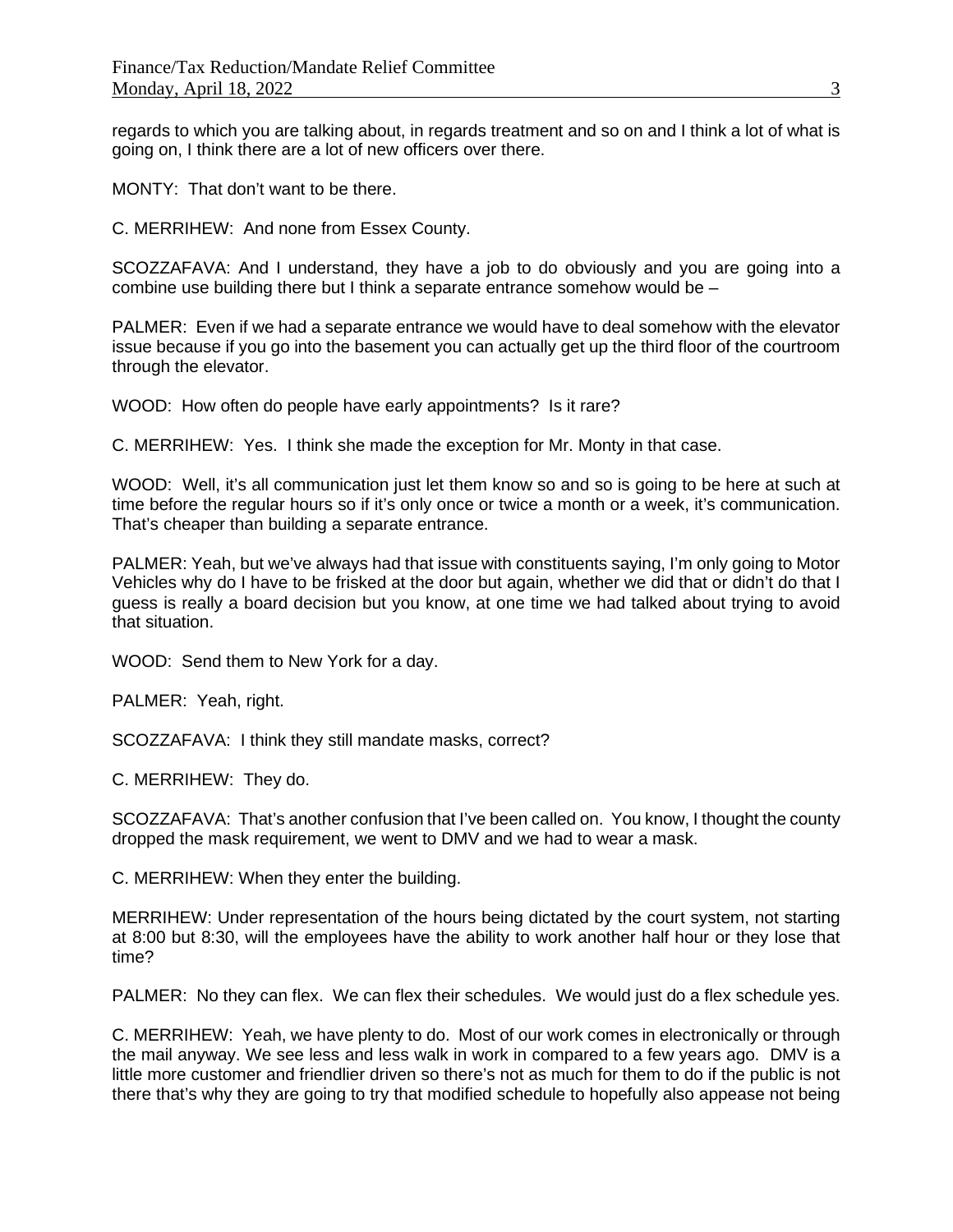regards to which you are talking about, in regards treatment and so on and I think a lot of what is going on, I think there are a lot of new officers over there.

MONTY: That don't want to be there.

C. MERRIHEW: And none from Essex County.

SCOZZAFAVA: And I understand, they have a job to do obviously and you are going into a combine use building there but I think a separate entrance somehow would be –

PALMER: Even if we had a separate entrance we would have to deal somehow with the elevator issue because if you go into the basement you can actually get up the third floor of the courtroom through the elevator.

WOOD: How often do people have early appointments? Is it rare?

C. MERRIHEW: Yes. I think she made the exception for Mr. Monty in that case.

WOOD: Well, it's all communication just let them know so and so is going to be here at such at time before the regular hours so if it's only once or twice a month or a week, it's communication. That's cheaper than building a separate entrance.

PALMER: Yeah, but we've always had that issue with constituents saying, I'm only going to Motor Vehicles why do I have to be frisked at the door but again, whether we did that or didn't do that I guess is really a board decision but you know, at one time we had talked about trying to avoid that situation.

WOOD: Send them to New York for a day.

PALMER: Yeah, right.

SCOZZAFAVA: I think they still mandate masks, correct?

C. MERRIHEW: They do.

SCOZZAFAVA: That's another confusion that I've been called on. You know, I thought the county dropped the mask requirement, we went to DMV and we had to wear a mask.

C. MERRIHEW: When they enter the building.

MERRIHEW: Under representation of the hours being dictated by the court system, not starting at 8:00 but 8:30, will the employees have the ability to work another half hour or they lose that time?

PALMER: No they can flex. We can flex their schedules. We would just do a flex schedule yes.

C. MERRIHEW: Yeah, we have plenty to do. Most of our work comes in electronically or through the mail anyway. We see less and less walk in work in compared to a few years ago. DMV is a little more customer and friendlier driven so there's not as much for them to do if the public is not there that's why they are going to try that modified schedule to hopefully also appease not being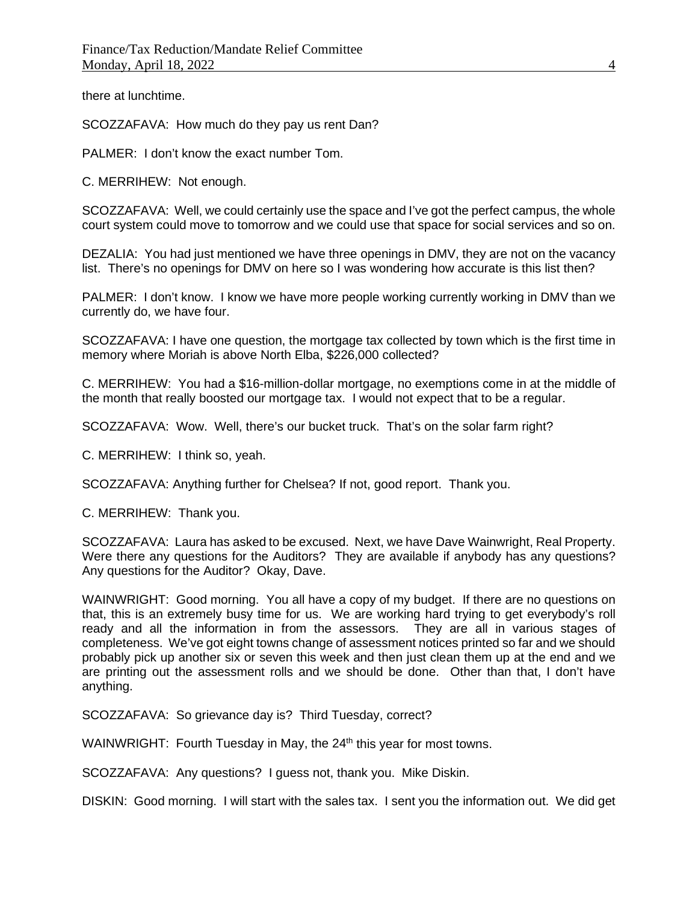there at lunchtime.

SCOZZAFAVA: How much do they pay us rent Dan?

PALMER: I don't know the exact number Tom.

C. MERRIHEW: Not enough.

SCOZZAFAVA: Well, we could certainly use the space and I've got the perfect campus, the whole court system could move to tomorrow and we could use that space for social services and so on.

DEZALIA: You had just mentioned we have three openings in DMV, they are not on the vacancy list. There's no openings for DMV on here so I was wondering how accurate is this list then?

PALMER: I don't know. I know we have more people working currently working in DMV than we currently do, we have four.

SCOZZAFAVA: I have one question, the mortgage tax collected by town which is the first time in memory where Moriah is above North Elba, $226,000 collected?

C. MERRIHEW: You had a $16-million-dollar mortgage, no exemptions come in at the middle of the month that really boosted our mortgage tax. I would not expect that to be a regular.

SCOZZAFAVA: Wow. Well, there's our bucket truck. That's on the solar farm right?

C. MERRIHEW: I think so, yeah.

SCOZZAFAVA: Anything further for Chelsea? If not, good report. Thank you.

C. MERRIHEW: Thank you.

SCOZZAFAVA: Laura has asked to be excused. Next, we have Dave Wainwright, Real Property. Were there any questions for the Auditors? They are available if anybody has any questions? Any questions for the Auditor? Okay, Dave.

WAINWRIGHT: Good morning. You all have a copy of my budget. If there are no questions on that, this is an extremely busy time for us. We are working hard trying to get everybody's roll ready and all the information in from the assessors. They are all in various stages of completeness. We've got eight towns change of assessment notices printed so far and we should probably pick up another six or seven this week and then just clean them up at the end and we are printing out the assessment rolls and we should be done. Other than that, I don't have anything.

SCOZZAFAVA: So grievance day is? Third Tuesday, correct?

WAINWRIGHT: Fourth Tuesday in May, the 24th this year for most towns.

SCOZZAFAVA: Any questions? I guess not, thank you. Mike Diskin.

DISKIN: Good morning. I will start with the sales tax. I sent you the information out. We did get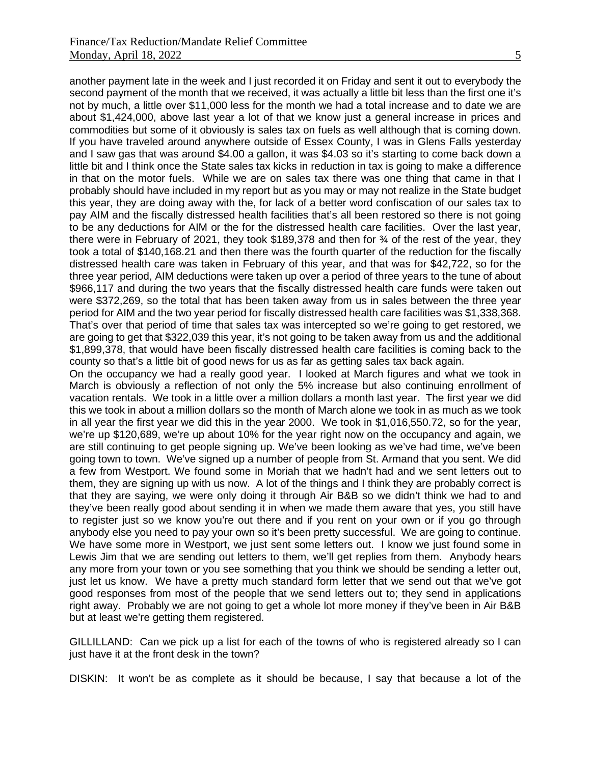another payment late in the week and I just recorded it on Friday and sent it out to everybody the second payment of the month that we received, it was actually a little bit less than the first one it's not by much, a little over $11,000 less for the month we had a total increase and to date we are about $1,424,000, above last year a lot of that we know just a general increase in prices and commodities but some of it obviously is sales tax on fuels as well although that is coming down. If you have traveled around anywhere outside of Essex County, I was in Glens Falls yesterday and I saw gas that was around $4.00 a gallon, it was $4.03 so it's starting to come back down a little bit and I think once the State sales tax kicks in reduction in tax is going to make a difference in that on the motor fuels. While we are on sales tax there was one thing that came in that I probably should have included in my report but as you may or may not realize in the State budget this year, they are doing away with the, for lack of a better word confiscation of our sales tax to pay AIM and the fiscally distressed health facilities that's all been restored so there is not going to be any deductions for AIM or the for the distressed health care facilities. Over the last year, there were in February of 2021, they took $189,378 and then for ¾ of the rest of the year, they took a total of $140,168.21 and then there was the fourth quarter of the reduction for the fiscally distressed health care was taken in February of this year, and that was for $42,722, so for the three year period, AIM deductions were taken up over a period of three years to the tune of about $966,117 and during the two years that the fiscally distressed health care funds were taken out were $372,269, so the total that has been taken away from us in sales between the three year period for AIM and the two year period for fiscally distressed health care facilities was $1,338,368. That's over that period of time that sales tax was intercepted so we're going to get restored, we are going to get that $322,039 this year, it's not going to be taken away from us and the additional $1,899,378, that would have been fiscally distressed health care facilities is coming back to the county so that's a little bit of good news for us as far as getting sales tax back again.

On the occupancy we had a really good year. I looked at March figures and what we took in March is obviously a reflection of not only the 5% increase but also continuing enrollment of vacation rentals. We took in a little over a million dollars a month last year. The first year we did this we took in about a million dollars so the month of March alone we took in as much as we took in all year the first year we did this in the year 2000. We took in $1,016,550.72, so for the year, we're up $120,689, we're up about 10% for the year right now on the occupancy and again, we are still continuing to get people signing up. We've been looking as we've had time, we've been going town to town. We've signed up a number of people from St. Armand that you sent. We did a few from Westport. We found some in Moriah that we hadn't had and we sent letters out to them, they are signing up with us now. A lot of the things and I think they are probably correct is that they are saying, we were only doing it through Air B&B so we didn't think we had to and they've been really good about sending it in when we made them aware that yes, you still have to register just so we know you're out there and if you rent on your own or if you go through anybody else you need to pay your own so it's been pretty successful. We are going to continue. We have some more in Westport, we just sent some letters out. I know we just found some in Lewis Jim that we are sending out letters to them, we'll get replies from them. Anybody hears any more from your town or you see something that you think we should be sending a letter out, just let us know. We have a pretty much standard form letter that we send out that we've got good responses from most of the people that we send letters out to; they send in applications right away. Probably we are not going to get a whole lot more money if they've been in Air B&B but at least we're getting them registered.

GILLILLAND: Can we pick up a list for each of the towns of who is registered already so I can just have it at the front desk in the town?

DISKIN: It won't be as complete as it should be because, I say that because a lot of the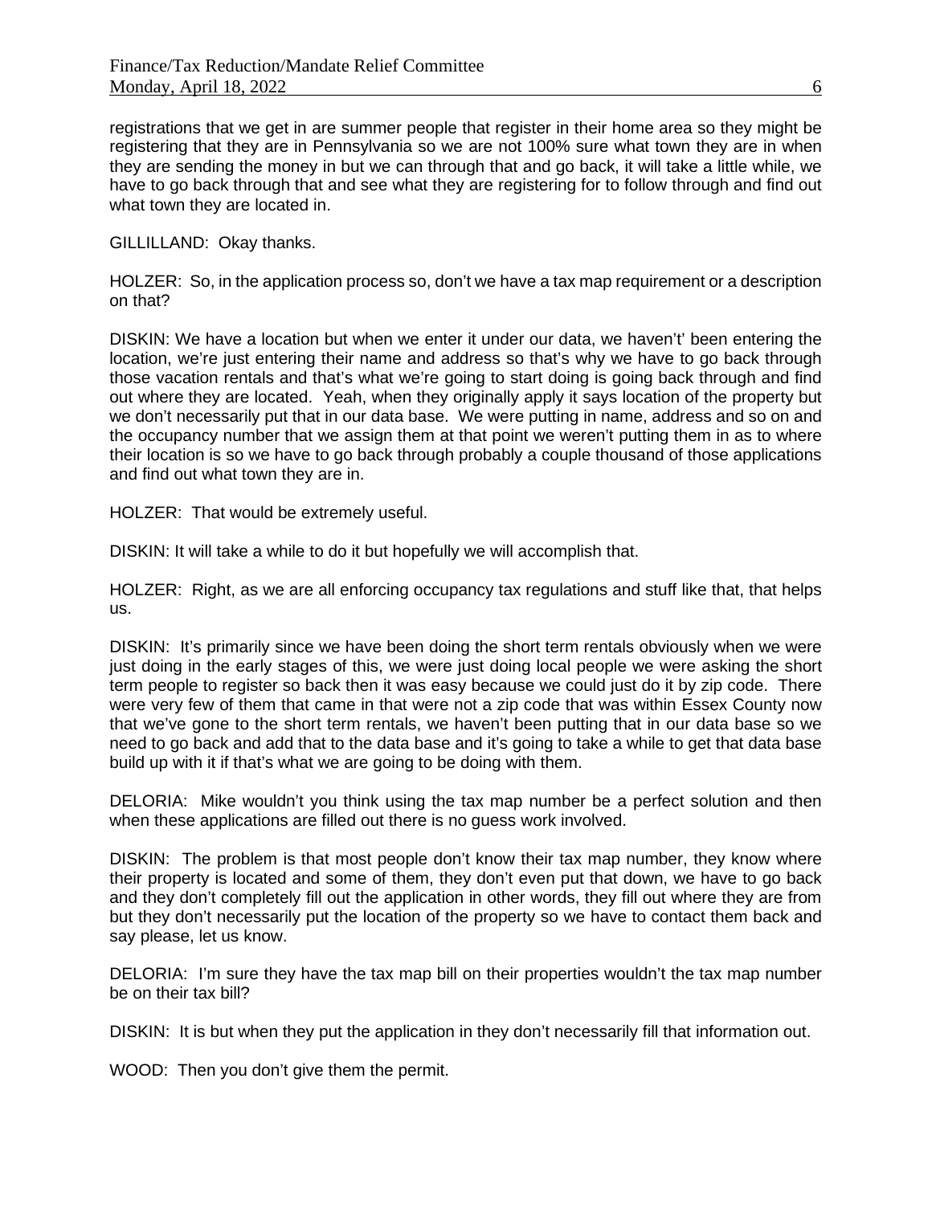registrations that we get in are summer people that register in their home area so they might be registering that they are in Pennsylvania so we are not 100% sure what town they are in when they are sending the money in but we can through that and go back, it will take a little while, we have to go back through that and see what they are registering for to follow through and find out what town they are located in.

GILLILLAND: Okay thanks.

HOLZER: So, in the application process so, don't we have a tax map requirement or a description on that?

DISKIN: We have a location but when we enter it under our data, we haven't' been entering the location, we're just entering their name and address so that's why we have to go back through those vacation rentals and that's what we're going to start doing is going back through and find out where they are located. Yeah, when they originally apply it says location of the property but we don't necessarily put that in our data base. We were putting in name, address and so on and the occupancy number that we assign them at that point we weren't putting them in as to where their location is so we have to go back through probably a couple thousand of those applications and find out what town they are in.

HOLZER: That would be extremely useful.

DISKIN: It will take a while to do it but hopefully we will accomplish that.

HOLZER: Right, as we are all enforcing occupancy tax regulations and stuff like that, that helps us.

DISKIN: It's primarily since we have been doing the short term rentals obviously when we were just doing in the early stages of this, we were just doing local people we were asking the short term people to register so back then it was easy because we could just do it by zip code. There were very few of them that came in that were not a zip code that was within Essex County now that we've gone to the short term rentals, we haven't been putting that in our data base so we need to go back and add that to the data base and it's going to take a while to get that data base build up with it if that's what we are going to be doing with them.

DELORIA: Mike wouldn't you think using the tax map number be a perfect solution and then when these applications are filled out there is no guess work involved.

DISKIN: The problem is that most people don't know their tax map number, they know where their property is located and some of them, they don't even put that down, we have to go back and they don't completely fill out the application in other words, they fill out where they are from but they don't necessarily put the location of the property so we have to contact them back and say please, let us know.

DELORIA: I'm sure they have the tax map bill on their properties wouldn't the tax map number be on their tax bill?

DISKIN: It is but when they put the application in they don't necessarily fill that information out.

WOOD: Then you don't give them the permit.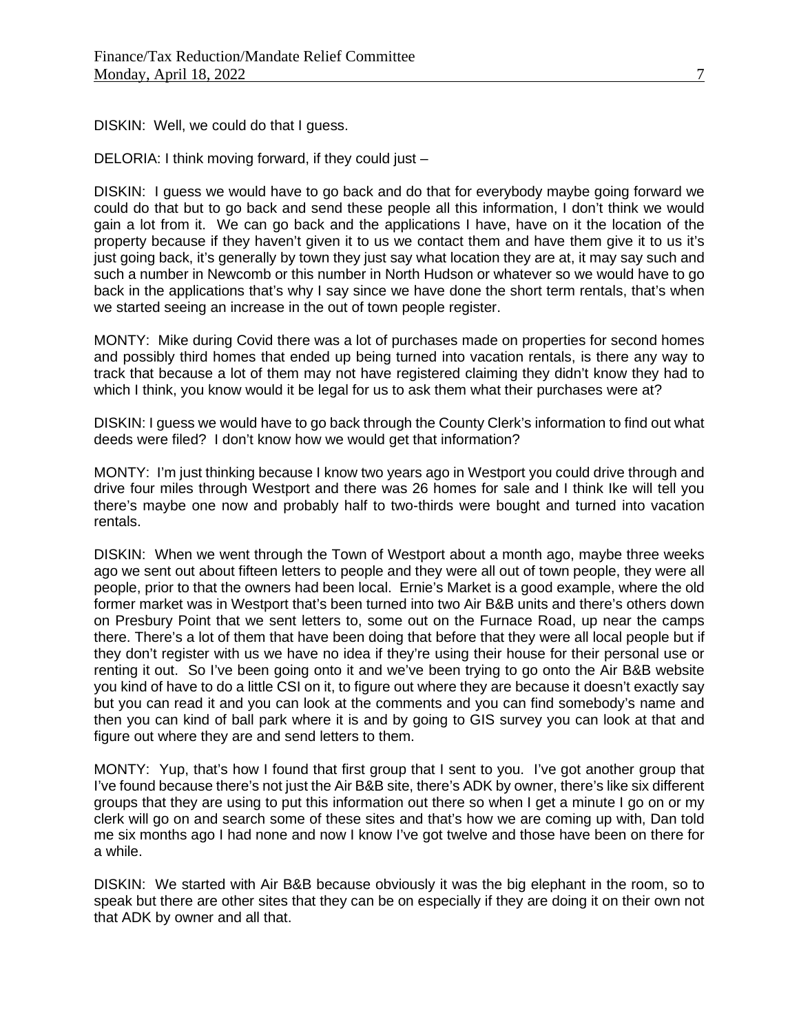DISKIN: Well, we could do that I guess.

DELORIA: I think moving forward, if they could just –

DISKIN: I guess we would have to go back and do that for everybody maybe going forward we could do that but to go back and send these people all this information, I don't think we would gain a lot from it. We can go back and the applications I have, have on it the location of the property because if they haven't given it to us we contact them and have them give it to us it's just going back, it's generally by town they just say what location they are at, it may say such and such a number in Newcomb or this number in North Hudson or whatever so we would have to go back in the applications that's why I say since we have done the short term rentals, that's when we started seeing an increase in the out of town people register.

MONTY: Mike during Covid there was a lot of purchases made on properties for second homes and possibly third homes that ended up being turned into vacation rentals, is there any way to track that because a lot of them may not have registered claiming they didn't know they had to which I think, you know would it be legal for us to ask them what their purchases were at?

DISKIN: I guess we would have to go back through the County Clerk's information to find out what deeds were filed? I don't know how we would get that information?

MONTY: I'm just thinking because I know two years ago in Westport you could drive through and drive four miles through Westport and there was 26 homes for sale and I think Ike will tell you there's maybe one now and probably half to two-thirds were bought and turned into vacation rentals.

DISKIN: When we went through the Town of Westport about a month ago, maybe three weeks ago we sent out about fifteen letters to people and they were all out of town people, they were all people, prior to that the owners had been local. Ernie's Market is a good example, where the old former market was in Westport that's been turned into two Air B&B units and there's others down on Presbury Point that we sent letters to, some out on the Furnace Road, up near the camps there. There's a lot of them that have been doing that before that they were all local people but if they don't register with us we have no idea if they're using their house for their personal use or renting it out. So I've been going onto it and we've been trying to go onto the Air B&B website you kind of have to do a little CSI on it, to figure out where they are because it doesn't exactly say but you can read it and you can look at the comments and you can find somebody's name and then you can kind of ball park where it is and by going to GIS survey you can look at that and figure out where they are and send letters to them.

MONTY: Yup, that's how I found that first group that I sent to you. I've got another group that I've found because there's not just the Air B&B site, there's ADK by owner, there's like six different groups that they are using to put this information out there so when I get a minute I go on or my clerk will go on and search some of these sites and that's how we are coming up with, Dan told me six months ago I had none and now I know I've got twelve and those have been on there for a while.

DISKIN: We started with Air B&B because obviously it was the big elephant in the room, so to speak but there are other sites that they can be on especially if they are doing it on their own not that ADK by owner and all that.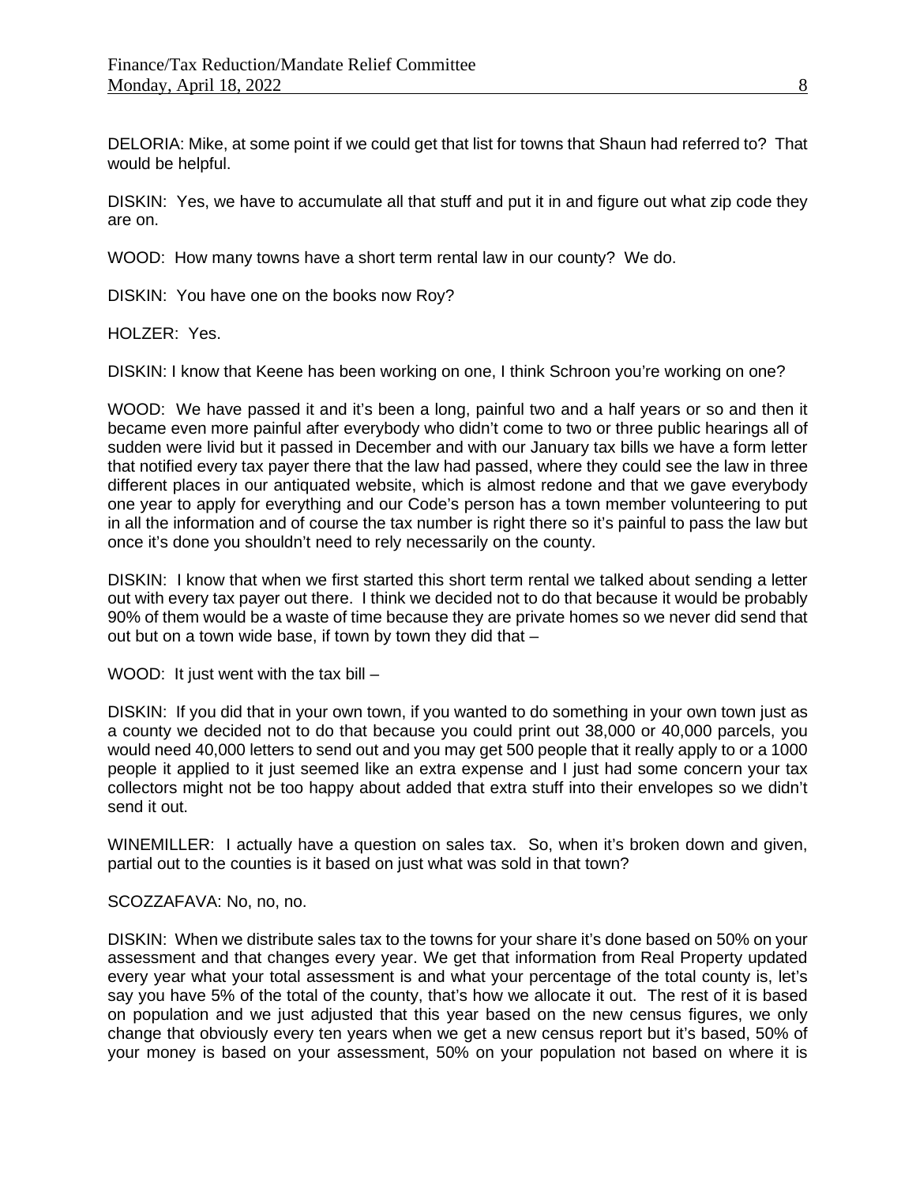DELORIA: Mike, at some point if we could get that list for towns that Shaun had referred to? That would be helpful.

DISKIN: Yes, we have to accumulate all that stuff and put it in and figure out what zip code they are on.

WOOD: How many towns have a short term rental law in our county? We do.

DISKIN: You have one on the books now Roy?

HOLZER: Yes.

DISKIN: I know that Keene has been working on one, I think Schroon you're working on one?

WOOD: We have passed it and it's been a long, painful two and a half years or so and then it became even more painful after everybody who didn't come to two or three public hearings all of sudden were livid but it passed in December and with our January tax bills we have a form letter that notified every tax payer there that the law had passed, where they could see the law in three different places in our antiquated website, which is almost redone and that we gave everybody one year to apply for everything and our Code's person has a town member volunteering to put in all the information and of course the tax number is right there so it's painful to pass the law but once it's done you shouldn't need to rely necessarily on the county.

DISKIN: I know that when we first started this short term rental we talked about sending a letter out with every tax payer out there. I think we decided not to do that because it would be probably 90% of them would be a waste of time because they are private homes so we never did send that out but on a town wide base, if town by town they did that –

WOOD: It just went with the tax bill –

DISKIN: If you did that in your own town, if you wanted to do something in your own town just as a county we decided not to do that because you could print out 38,000 or 40,000 parcels, you would need 40,000 letters to send out and you may get 500 people that it really apply to or a 1000 people it applied to it just seemed like an extra expense and I just had some concern your tax collectors might not be too happy about added that extra stuff into their envelopes so we didn't send it out.

WINEMILLER: I actually have a question on sales tax. So, when it's broken down and given, partial out to the counties is it based on just what was sold in that town?

SCOZZAFAVA: No, no, no.

DISKIN: When we distribute sales tax to the towns for your share it's done based on 50% on your assessment and that changes every year. We get that information from Real Property updated every year what your total assessment is and what your percentage of the total county is, let's say you have 5% of the total of the county, that's how we allocate it out. The rest of it is based on population and we just adjusted that this year based on the new census figures, we only change that obviously every ten years when we get a new census report but it's based, 50% of your money is based on your assessment, 50% on your population not based on where it is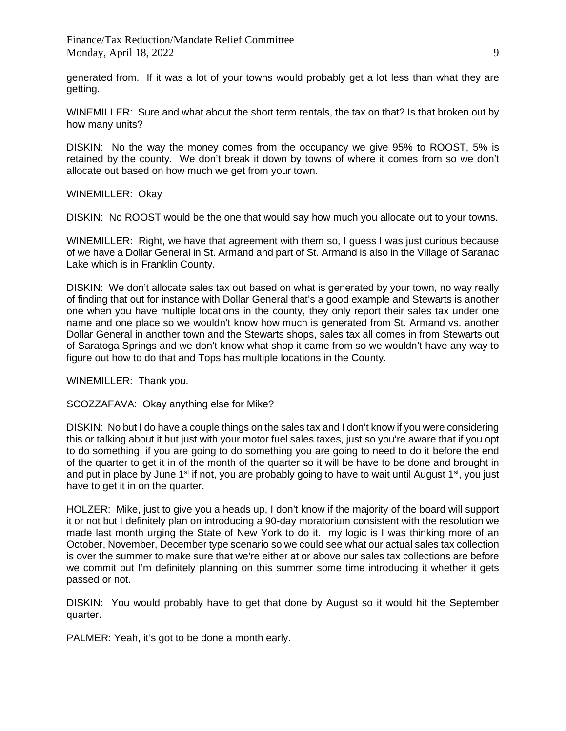generated from. If it was a lot of your towns would probably get a lot less than what they are getting.

WINEMILLER: Sure and what about the short term rentals, the tax on that? Is that broken out by how many units?

DISKIN: No the way the money comes from the occupancy we give 95% to ROOST, 5% is retained by the county. We don't break it down by towns of where it comes from so we don't allocate out based on how much we get from your town.

WINEMILLER: Okay

DISKIN: No ROOST would be the one that would say how much you allocate out to your towns.

WINEMILLER: Right, we have that agreement with them so, I guess I was just curious because of we have a Dollar General in St. Armand and part of St. Armand is also in the Village of Saranac Lake which is in Franklin County.

DISKIN: We don't allocate sales tax out based on what is generated by your town, no way really of finding that out for instance with Dollar General that's a good example and Stewarts is another one when you have multiple locations in the county, they only report their sales tax under one name and one place so we wouldn't know how much is generated from St. Armand vs. another Dollar General in another town and the Stewarts shops, sales tax all comes in from Stewarts out of Saratoga Springs and we don't know what shop it came from so we wouldn't have any way to figure out how to do that and Tops has multiple locations in the County.

WINEMILLER: Thank you.

SCOZZAFAVA: Okay anything else for Mike?

DISKIN: No but I do have a couple things on the sales tax and I don't know if you were considering this or talking about it but just with your motor fuel sales taxes, just so you're aware that if you opt to do something, if you are going to do something you are going to need to do it before the end of the quarter to get it in of the month of the quarter so it will be have to be done and brought in and put in place by June 1st if not, you are probably going to have to wait until August 1st, you just have to get it in on the quarter.

HOLZER: Mike, just to give you a heads up, I don't know if the majority of the board will support it or not but I definitely plan on introducing a 90-day moratorium consistent with the resolution we made last month urging the State of New York to do it. my logic is I was thinking more of an October, November, December type scenario so we could see what our actual sales tax collection is over the summer to make sure that we're either at or above our sales tax collections are before we commit but I'm definitely planning on this summer some time introducing it whether it gets passed or not.

DISKIN: You would probably have to get that done by August so it would hit the September quarter.

PALMER: Yeah, it's got to be done a month early.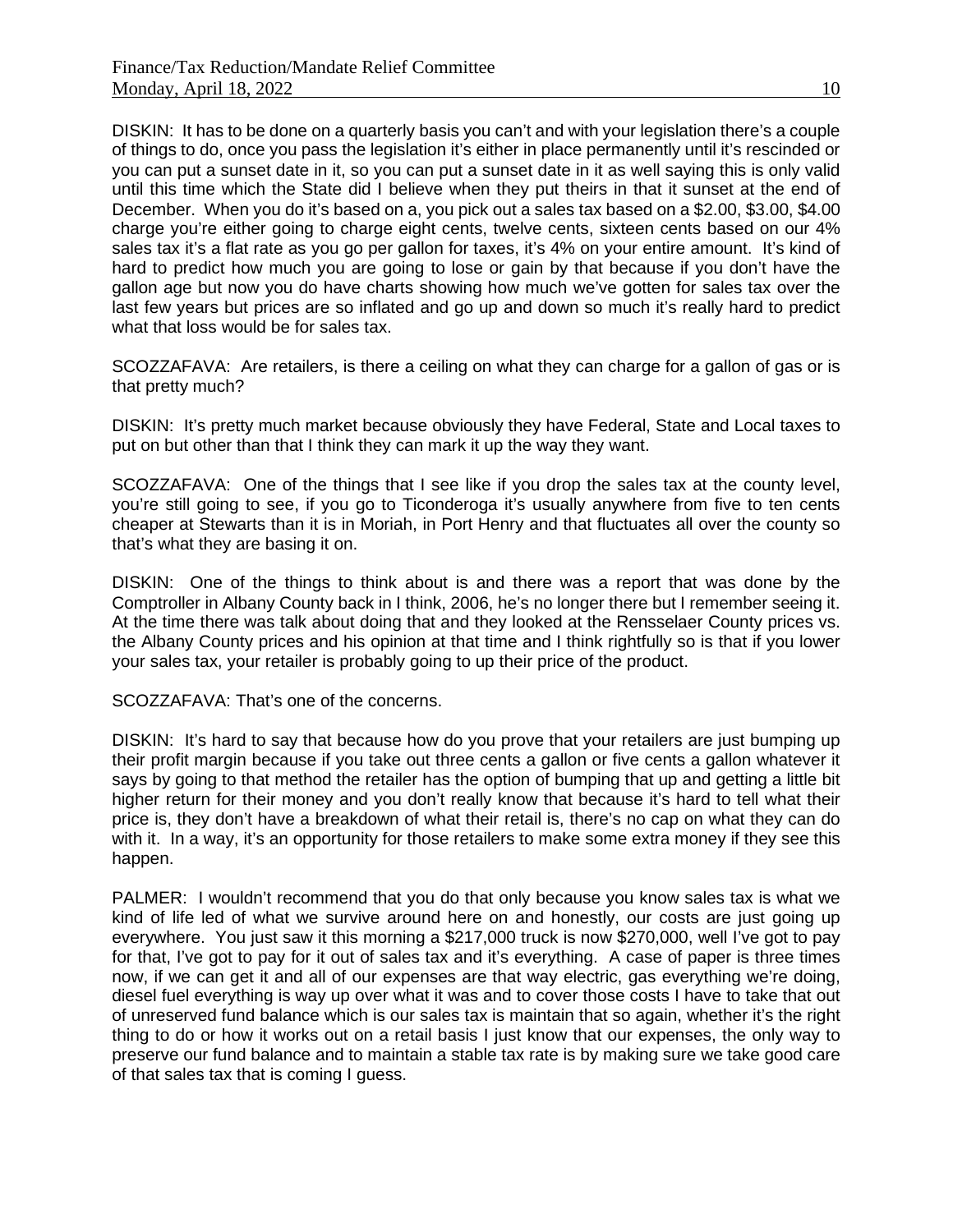DISKIN: It has to be done on a quarterly basis you can't and with your legislation there's a couple of things to do, once you pass the legislation it's either in place permanently until it's rescinded or you can put a sunset date in it, so you can put a sunset date in it as well saying this is only valid until this time which the State did I believe when they put theirs in that it sunset at the end of December. When you do it's based on a, you pick out a sales tax based on a $2.00, $3.00, $4.00 charge you're either going to charge eight cents, twelve cents, sixteen cents based on our 4% sales tax it's a flat rate as you go per gallon for taxes, it's 4% on your entire amount. It's kind of hard to predict how much you are going to lose or gain by that because if you don't have the gallon age but now you do have charts showing how much we've gotten for sales tax over the last few years but prices are so inflated and go up and down so much it's really hard to predict what that loss would be for sales tax.

SCOZZAFAVA: Are retailers, is there a ceiling on what they can charge for a gallon of gas or is that pretty much?

DISKIN: It's pretty much market because obviously they have Federal, State and Local taxes to put on but other than that I think they can mark it up the way they want.

SCOZZAFAVA: One of the things that I see like if you drop the sales tax at the county level, you're still going to see, if you go to Ticonderoga it's usually anywhere from five to ten cents cheaper at Stewarts than it is in Moriah, in Port Henry and that fluctuates all over the county so that's what they are basing it on.

DISKIN: One of the things to think about is and there was a report that was done by the Comptroller in Albany County back in I think, 2006, he's no longer there but I remember seeing it. At the time there was talk about doing that and they looked at the Rensselaer County prices vs. the Albany County prices and his opinion at that time and I think rightfully so is that if you lower your sales tax, your retailer is probably going to up their price of the product.

SCOZZAFAVA: That's one of the concerns.

DISKIN: It's hard to say that because how do you prove that your retailers are just bumping up their profit margin because if you take out three cents a gallon or five cents a gallon whatever it says by going to that method the retailer has the option of bumping that up and getting a little bit higher return for their money and you don't really know that because it's hard to tell what their price is, they don't have a breakdown of what their retail is, there's no cap on what they can do with it. In a way, it's an opportunity for those retailers to make some extra money if they see this happen.

PALMER: I wouldn't recommend that you do that only because you know sales tax is what we kind of life led of what we survive around here on and honestly, our costs are just going up everywhere. You just saw it this morning a $217,000 truck is now $270,000, well I've got to pay for that, I've got to pay for it out of sales tax and it's everything. A case of paper is three times now, if we can get it and all of our expenses are that way electric, gas everything we're doing, diesel fuel everything is way up over what it was and to cover those costs I have to take that out of unreserved fund balance which is our sales tax is maintain that so again, whether it's the right thing to do or how it works out on a retail basis I just know that our expenses, the only way to preserve our fund balance and to maintain a stable tax rate is by making sure we take good care of that sales tax that is coming I guess.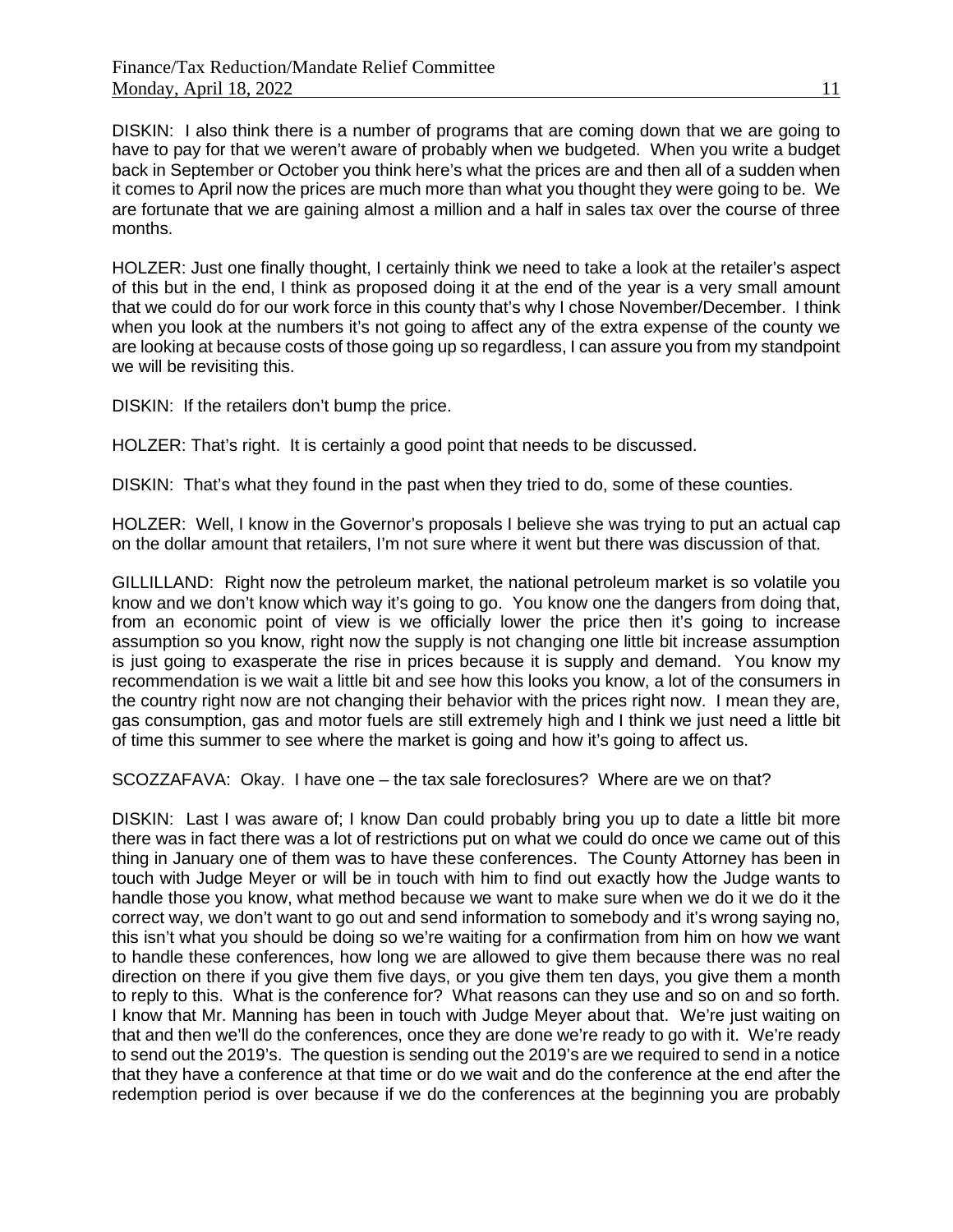DISKIN: I also think there is a number of programs that are coming down that we are going to have to pay for that we weren't aware of probably when we budgeted. When you write a budget back in September or October you think here's what the prices are and then all of a sudden when it comes to April now the prices are much more than what you thought they were going to be. We are fortunate that we are gaining almost a million and a half in sales tax over the course of three months.

HOLZER: Just one finally thought, I certainly think we need to take a look at the retailer's aspect of this but in the end, I think as proposed doing it at the end of the year is a very small amount that we could do for our work force in this county that's why I chose November/December. I think when you look at the numbers it's not going to affect any of the extra expense of the county we are looking at because costs of those going up so regardless, I can assure you from my standpoint we will be revisiting this.

DISKIN: If the retailers don't bump the price.

HOLZER: That's right. It is certainly a good point that needs to be discussed.

DISKIN: That's what they found in the past when they tried to do, some of these counties.

HOLZER: Well, I know in the Governor's proposals I believe she was trying to put an actual cap on the dollar amount that retailers, I'm not sure where it went but there was discussion of that.

GILLILLAND: Right now the petroleum market, the national petroleum market is so volatile you know and we don't know which way it's going to go. You know one the dangers from doing that, from an economic point of view is we officially lower the price then it's going to increase assumption so you know, right now the supply is not changing one little bit increase assumption is just going to exasperate the rise in prices because it is supply and demand. You know my recommendation is we wait a little bit and see how this looks you know, a lot of the consumers in the country right now are not changing their behavior with the prices right now. I mean they are, gas consumption, gas and motor fuels are still extremely high and I think we just need a little bit of time this summer to see where the market is going and how it's going to affect us.

SCOZZAFAVA: Okay. I have one – the tax sale foreclosures? Where are we on that?

DISKIN: Last I was aware of; I know Dan could probably bring you up to date a little bit more there was in fact there was a lot of restrictions put on what we could do once we came out of this thing in January one of them was to have these conferences. The County Attorney has been in touch with Judge Meyer or will be in touch with him to find out exactly how the Judge wants to handle those you know, what method because we want to make sure when we do it we do it the correct way, we don't want to go out and send information to somebody and it's wrong saying no, this isn't what you should be doing so we're waiting for a confirmation from him on how we want to handle these conferences, how long we are allowed to give them because there was no real direction on there if you give them five days, or you give them ten days, you give them a month to reply to this. What is the conference for? What reasons can they use and so on and so forth. I know that Mr. Manning has been in touch with Judge Meyer about that. We're just waiting on that and then we'll do the conferences, once they are done we're ready to go with it. We're ready to send out the 2019's. The question is sending out the 2019's are we required to send in a notice that they have a conference at that time or do we wait and do the conference at the end after the redemption period is over because if we do the conferences at the beginning you are probably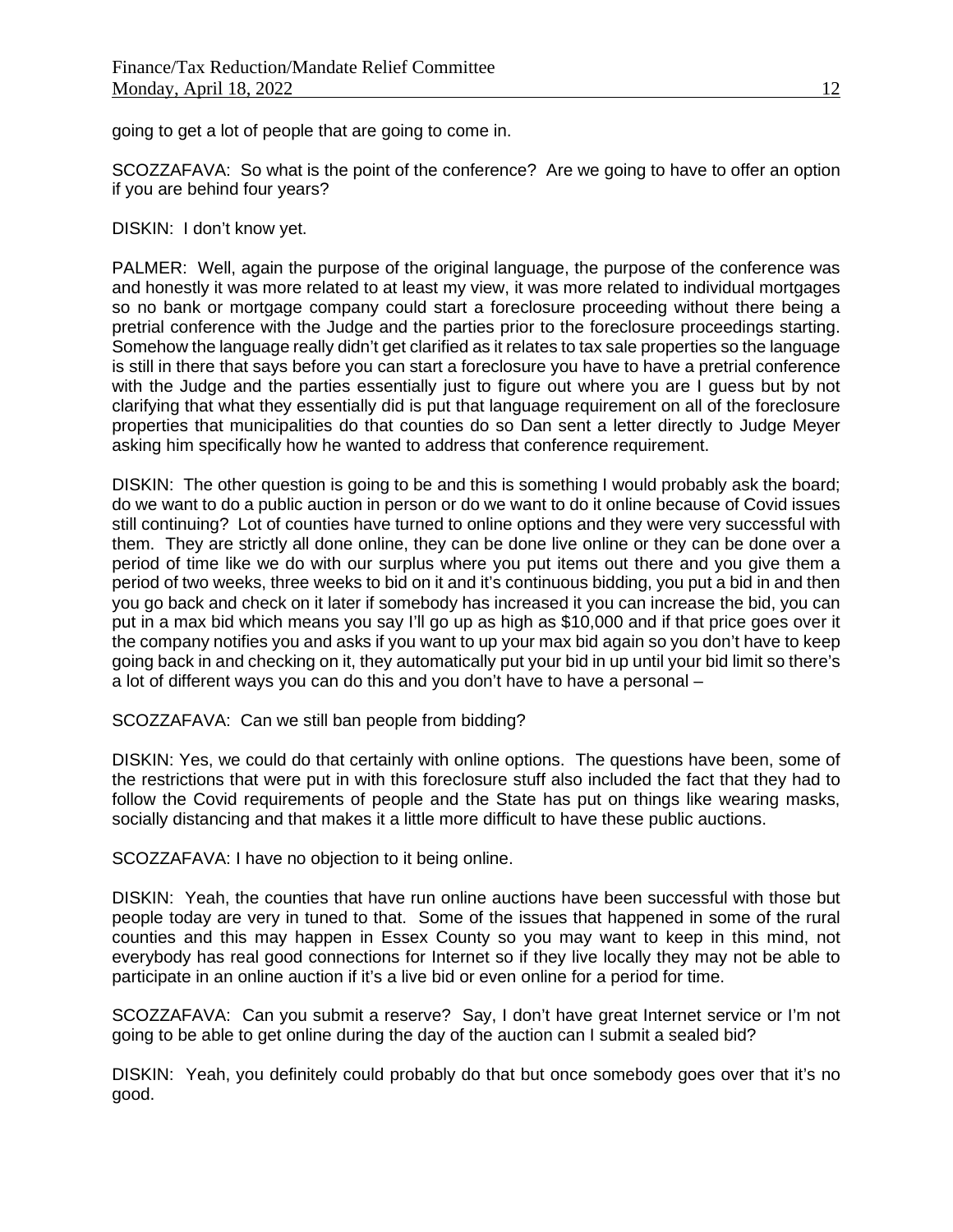going to get a lot of people that are going to come in.

SCOZZAFAVA: So what is the point of the conference? Are we going to have to offer an option if you are behind four years?

DISKIN: I don't know yet.

PALMER: Well, again the purpose of the original language, the purpose of the conference was and honestly it was more related to at least my view, it was more related to individual mortgages so no bank or mortgage company could start a foreclosure proceeding without there being a pretrial conference with the Judge and the parties prior to the foreclosure proceedings starting. Somehow the language really didn't get clarified as it relates to tax sale properties so the language is still in there that says before you can start a foreclosure you have to have a pretrial conference with the Judge and the parties essentially just to figure out where you are I guess but by not clarifying that what they essentially did is put that language requirement on all of the foreclosure properties that municipalities do that counties do so Dan sent a letter directly to Judge Meyer asking him specifically how he wanted to address that conference requirement.

DISKIN: The other question is going to be and this is something I would probably ask the board; do we want to do a public auction in person or do we want to do it online because of Covid issues still continuing? Lot of counties have turned to online options and they were very successful with them. They are strictly all done online, they can be done live online or they can be done over a period of time like we do with our surplus where you put items out there and you give them a period of two weeks, three weeks to bid on it and it's continuous bidding, you put a bid in and then you go back and check on it later if somebody has increased it you can increase the bid, you can put in a max bid which means you say I'll go up as high as $10,000 and if that price goes over it the company notifies you and asks if you want to up your max bid again so you don't have to keep going back in and checking on it, they automatically put your bid in up until your bid limit so there's a lot of different ways you can do this and you don't have to have a personal –

SCOZZAFAVA: Can we still ban people from bidding?

DISKIN: Yes, we could do that certainly with online options. The questions have been, some of the restrictions that were put in with this foreclosure stuff also included the fact that they had to follow the Covid requirements of people and the State has put on things like wearing masks, socially distancing and that makes it a little more difficult to have these public auctions.

SCOZZAFAVA: I have no objection to it being online.

DISKIN: Yeah, the counties that have run online auctions have been successful with those but people today are very in tuned to that. Some of the issues that happened in some of the rural counties and this may happen in Essex County so you may want to keep in this mind, not everybody has real good connections for Internet so if they live locally they may not be able to participate in an online auction if it's a live bid or even online for a period for time.

SCOZZAFAVA: Can you submit a reserve? Say, I don't have great Internet service or I'm not going to be able to get online during the day of the auction can I submit a sealed bid?

DISKIN: Yeah, you definitely could probably do that but once somebody goes over that it's no good.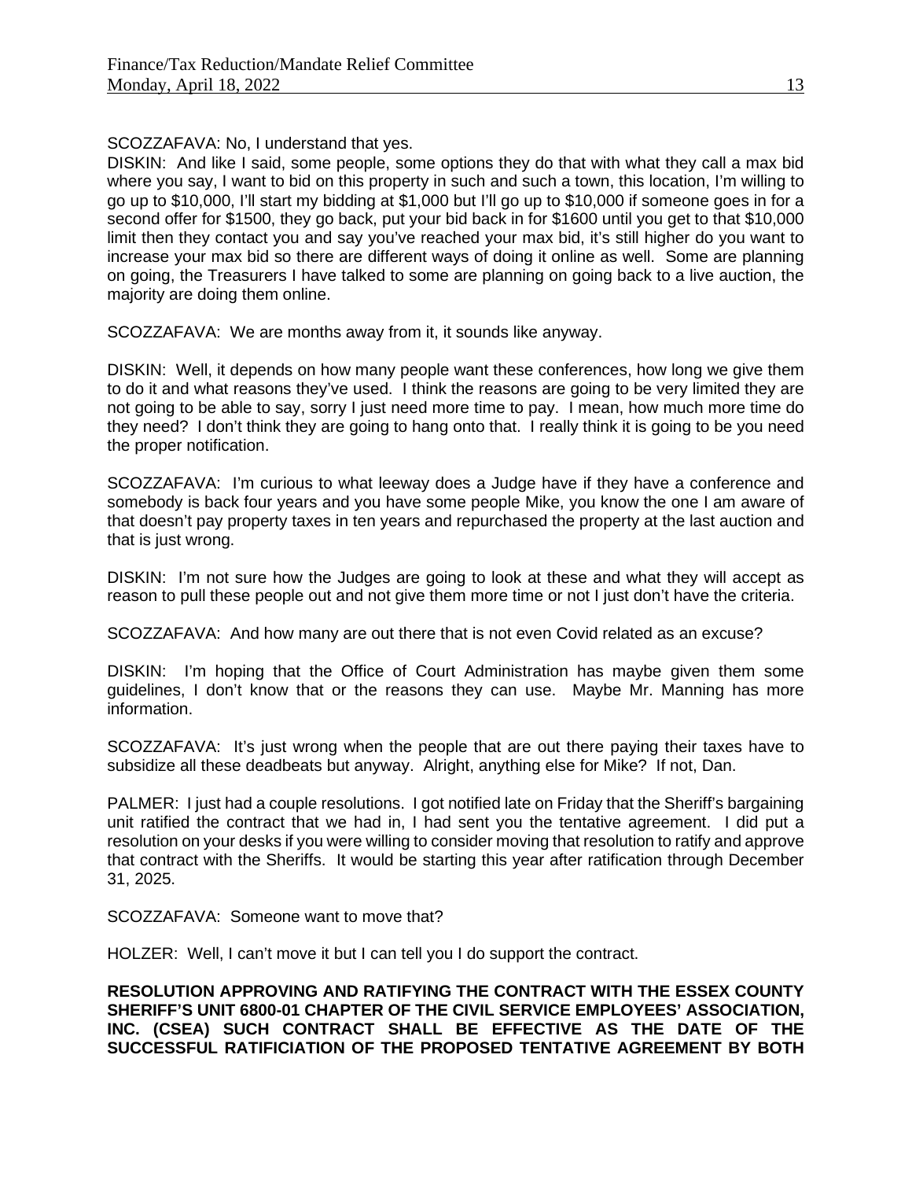SCOZZAFAVA: No, I understand that yes.

DISKIN: And like I said, some people, some options they do that with what they call a max bid where you say, I want to bid on this property in such and such a town, this location, I'm willing to go up to $10,000, I'll start my bidding at $1,000 but I'll go up to $10,000 if someone goes in for a second offer for $1500, they go back, put your bid back in for $1600 until you get to that $10,000 limit then they contact you and say you've reached your max bid, it's still higher do you want to increase your max bid so there are different ways of doing it online as well. Some are planning on going, the Treasurers I have talked to some are planning on going back to a live auction, the majority are doing them online.

SCOZZAFAVA: We are months away from it, it sounds like anyway.

DISKIN: Well, it depends on how many people want these conferences, how long we give them to do it and what reasons they've used. I think the reasons are going to be very limited they are not going to be able to say, sorry I just need more time to pay. I mean, how much more time do they need? I don't think they are going to hang onto that. I really think it is going to be you need the proper notification.

SCOZZAFAVA: I'm curious to what leeway does a Judge have if they have a conference and somebody is back four years and you have some people Mike, you know the one I am aware of that doesn't pay property taxes in ten years and repurchased the property at the last auction and that is just wrong.

DISKIN: I'm not sure how the Judges are going to look at these and what they will accept as reason to pull these people out and not give them more time or not I just don't have the criteria.

SCOZZAFAVA: And how many are out there that is not even Covid related as an excuse?

DISKIN: I'm hoping that the Office of Court Administration has maybe given them some guidelines, I don't know that or the reasons they can use. Maybe Mr. Manning has more information.

SCOZZAFAVA: It's just wrong when the people that are out there paying their taxes have to subsidize all these deadbeats but anyway. Alright, anything else for Mike? If not, Dan.

PALMER: I just had a couple resolutions. I got notified late on Friday that the Sheriff's bargaining unit ratified the contract that we had in, I had sent you the tentative agreement. I did put a resolution on your desks if you were willing to consider moving that resolution to ratify and approve that contract with the Sheriffs. It would be starting this year after ratification through December 31, 2025.

SCOZZAFAVA: Someone want to move that?

HOLZER: Well, I can't move it but I can tell you I do support the contract.

**RESOLUTION APPROVING AND RATIFYING THE CONTRACT WITH THE ESSEX COUNTY SHERIFF'S UNIT 6800-01 CHAPTER OF THE CIVIL SERVICE EMPLOYEES' ASSOCIATION, INC. (CSEA) SUCH CONTRACT SHALL BE EFFECTIVE AS THE DATE OF THE SUCCESSFUL RATIFICIATION OF THE PROPOSED TENTATIVE AGREEMENT BY BOTH**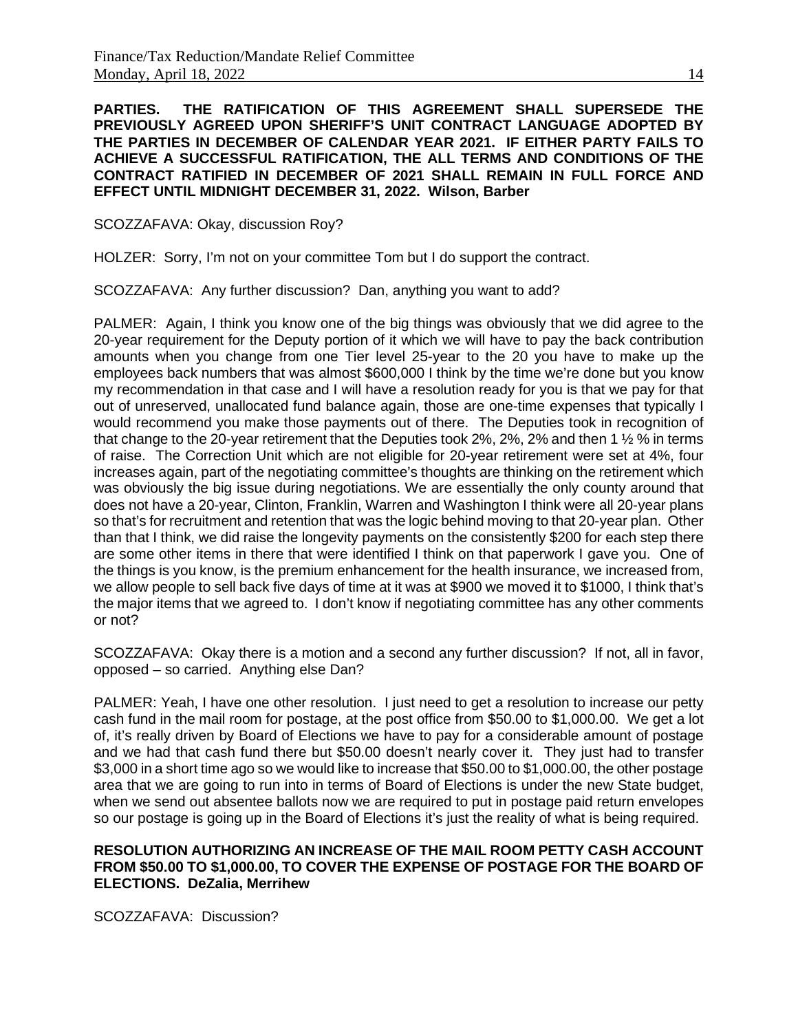**PARTIES. THE RATIFICATION OF THIS AGREEMENT SHALL SUPERSEDE THE PREVIOUSLY AGREED UPON SHERIFF'S UNIT CONTRACT LANGUAGE ADOPTED BY THE PARTIES IN DECEMBER OF CALENDAR YEAR 2021. IF EITHER PARTY FAILS TO ACHIEVE A SUCCESSFUL RATIFICATION, THE ALL TERMS AND CONDITIONS OF THE CONTRACT RATIFIED IN DECEMBER OF 2021 SHALL REMAIN IN FULL FORCE AND EFFECT UNTIL MIDNIGHT DECEMBER 31, 2022. Wilson, Barber**

SCOZZAFAVA: Okay, discussion Roy?

HOLZER: Sorry, I'm not on your committee Tom but I do support the contract.

SCOZZAFAVA: Any further discussion? Dan, anything you want to add?

PALMER: Again, I think you know one of the big things was obviously that we did agree to the 20-year requirement for the Deputy portion of it which we will have to pay the back contribution amounts when you change from one Tier level 25-year to the 20 you have to make up the employees back numbers that was almost $600,000 I think by the time we're done but you know my recommendation in that case and I will have a resolution ready for you is that we pay for that out of unreserved, unallocated fund balance again, those are one-time expenses that typically I would recommend you make those payments out of there. The Deputies took in recognition of that change to the 20-year retirement that the Deputies took 2%, 2%, 2% and then 1 ½ % in terms of raise. The Correction Unit which are not eligible for 20-year retirement were set at 4%, four increases again, part of the negotiating committee's thoughts are thinking on the retirement which was obviously the big issue during negotiations. We are essentially the only county around that does not have a 20-year, Clinton, Franklin, Warren and Washington I think were all 20-year plans so that's for recruitment and retention that was the logic behind moving to that 20-year plan. Other than that I think, we did raise the longevity payments on the consistently $200 for each step there are some other items in there that were identified I think on that paperwork I gave you. One of the things is you know, is the premium enhancement for the health insurance, we increased from, we allow people to sell back five days of time at it was at $900 we moved it to $1000, I think that's the major items that we agreed to. I don't know if negotiating committee has any other comments or not?

SCOZZAFAVA: Okay there is a motion and a second any further discussion? If not, all in favor, opposed – so carried. Anything else Dan?

PALMER: Yeah, I have one other resolution. I just need to get a resolution to increase our petty cash fund in the mail room for postage, at the post office from $50.00 to $1,000.00. We get a lot of, it's really driven by Board of Elections we have to pay for a considerable amount of postage and we had that cash fund there but $50.00 doesn't nearly cover it. They just had to transfer $3,000 in a short time ago so we would like to increase that $50.00 to $1,000.00, the other postage area that we are going to run into in terms of Board of Elections is under the new State budget, when we send out absentee ballots now we are required to put in postage paid return envelopes so our postage is going up in the Board of Elections it's just the reality of what is being required.

**RESOLUTION AUTHORIZING AN INCREASE OF THE MAIL ROOM PETTY CASH ACCOUNT FROM $50.00 TO $1,000.00, TO COVER THE EXPENSE OF POSTAGE FOR THE BOARD OF ELECTIONS. DeZalia, Merrihew**

SCOZZAFAVA: Discussion?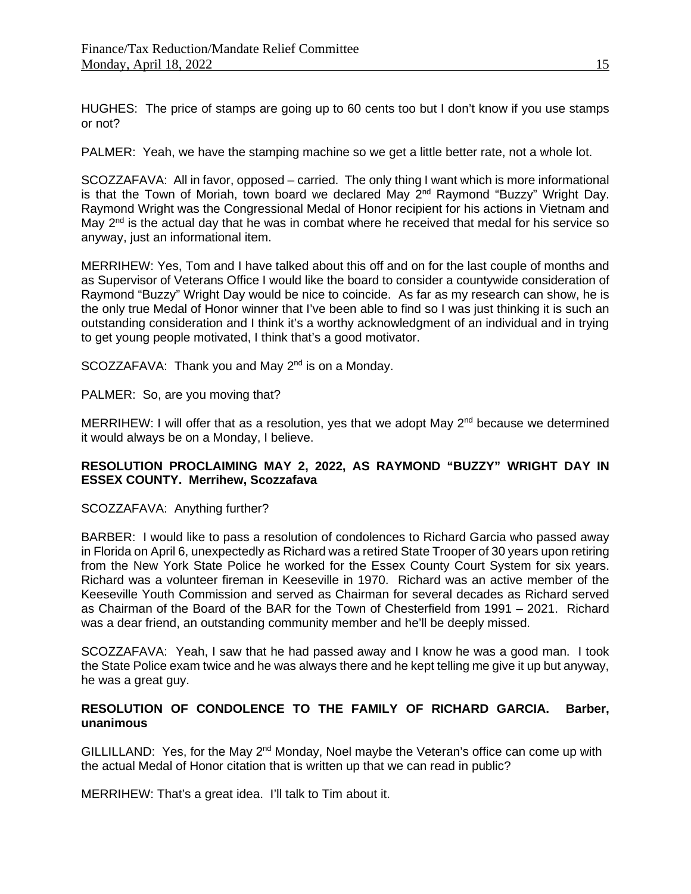HUGHES: The price of stamps are going up to 60 cents too but I don't know if you use stamps or not?

PALMER: Yeah, we have the stamping machine so we get a little better rate, not a whole lot.

SCOZZAFAVA: All in favor, opposed – carried. The only thing I want which is more informational is that the Town of Moriah, town board we declared May 2nd Raymond "Buzzy" Wright Day. Raymond Wright was the Congressional Medal of Honor recipient for his actions in Vietnam and May 2nd is the actual day that he was in combat where he received that medal for his service so anyway, just an informational item.

MERRIHEW: Yes, Tom and I have talked about this off and on for the last couple of months and as Supervisor of Veterans Office I would like the board to consider a countywide consideration of Raymond "Buzzy" Wright Day would be nice to coincide. As far as my research can show, he is the only true Medal of Honor winner that I've been able to find so I was just thinking it is such an outstanding consideration and I think it's a worthy acknowledgment of an individual and in trying to get young people motivated, I think that's a good motivator.

SCOZZAFAVA: Thank you and May 2nd is on a Monday.

PALMER: So, are you moving that?

MERRIHEW: I will offer that as a resolution, yes that we adopt May 2nd because we determined it would always be on a Monday, I believe.

**RESOLUTION PROCLAIMING MAY 2, 2022, AS RAYMOND "BUZZY" WRIGHT DAY IN ESSEX COUNTY. Merrihew, Scozzafava**

SCOZZAFAVA: Anything further?

BARBER: I would like to pass a resolution of condolences to Richard Garcia who passed away in Florida on April 6, unexpectedly as Richard was a retired State Trooper of 30 years upon retiring from the New York State Police he worked for the Essex County Court System for six years. Richard was a volunteer fireman in Keeseville in 1970. Richard was an active member of the Keeseville Youth Commission and served as Chairman for several decades as Richard served as Chairman of the Board of the BAR for the Town of Chesterfield from 1991 – 2021. Richard was a dear friend, an outstanding community member and he'll be deeply missed.

SCOZZAFAVA: Yeah, I saw that he had passed away and I know he was a good man. I took the State Police exam twice and he was always there and he kept telling me give it up but anyway, he was a great guy.

**RESOLUTION OF CONDOLENCE TO THE FAMILY OF RICHARD GARCIA. Barber, unanimous**

GILLILLAND: Yes, for the May 2nd Monday, Noel maybe the Veteran's office can come up with the actual Medal of Honor citation that is written up that we can read in public?

MERRIHEW: That's a great idea. I'll talk to Tim about it.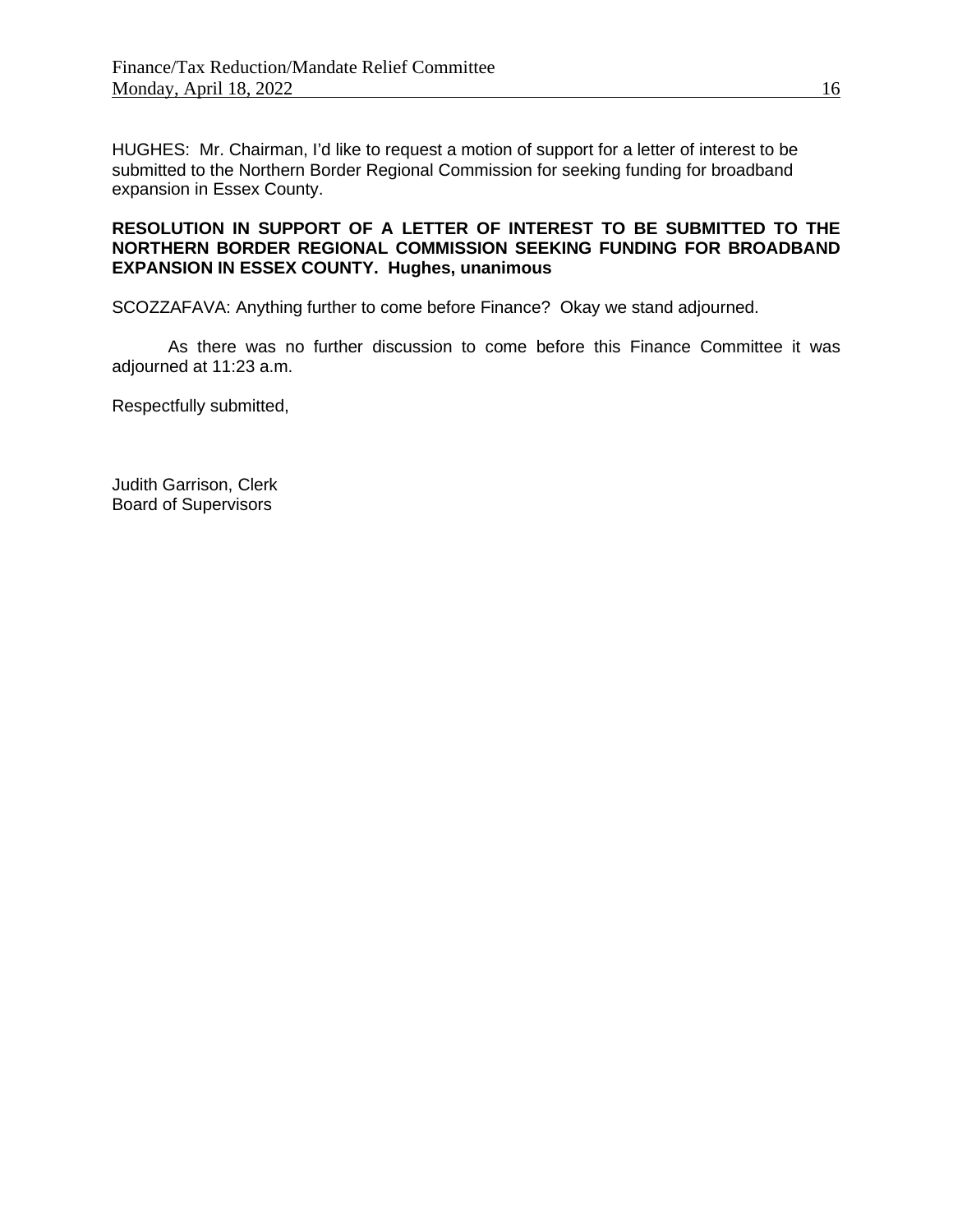HUGHES: Mr. Chairman, I'd like to request a motion of support for a letter of interest to be submitted to the Northern Border Regional Commission for seeking funding for broadband expansion in Essex County.

**RESOLUTION IN SUPPORT OF A LETTER OF INTEREST TO BE SUBMITTED TO THE NORTHERN BORDER REGIONAL COMMISSION SEEKING FUNDING FOR BROADBAND EXPANSION IN ESSEX COUNTY. Hughes, unanimous**

SCOZZAFAVA: Anything further to come before Finance? Okay we stand adjourned.

As there was no further discussion to come before this Finance Committee it was adjourned at 11:23 a.m.

Respectfully submitted,

Judith Garrison, Clerk
Board of Supervisors